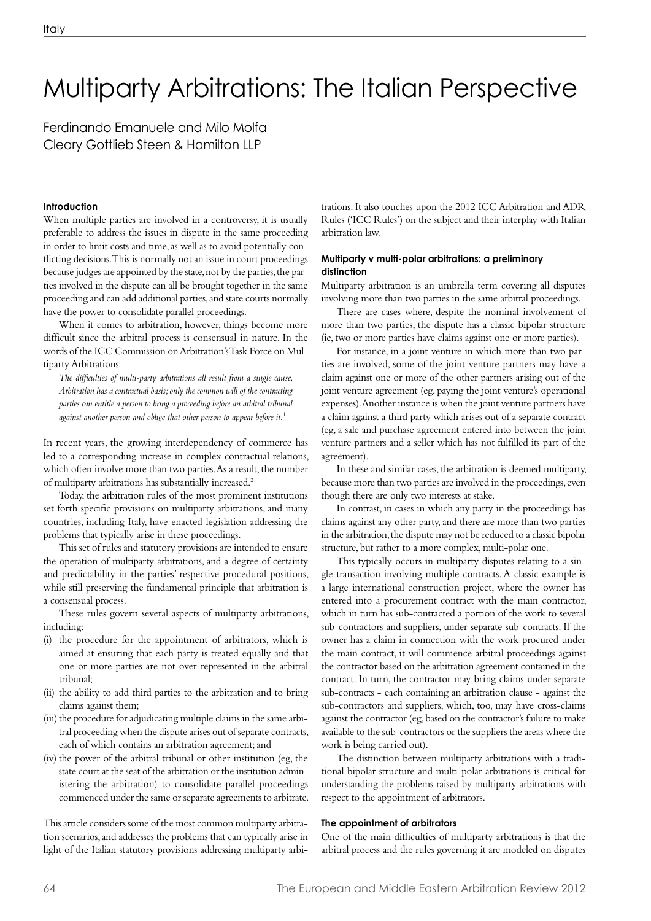# Multiparty Arbitrations: The Italian Perspective

Ferdinando Emanuele and Milo Molfa
Cleary Gottlieb Steen & Hamilton LLP

### Introduction

When multiple parties are involved in a controversy, it is usually preferable to address the issues in dispute in the same proceeding in order to limit costs and time, as well as to avoid potentially conflicting decisions. This is normally not an issue in court proceedings because judges are appointed by the state, not by the parties, the parties involved in the dispute can all be brought together in the same proceeding and can add additional parties, and state courts normally have the power to consolidate parallel proceedings.

When it comes to arbitration, however, things become more difficult since the arbitral process is consensual in nature. In the words of the ICC Commission on Arbitration's Task Force on Multiparty Arbitrations:

> *The difficulties of multi-party arbitrations all result from a single cause. Arbitration has a contractual basis; only the common will of the contracting parties can entitle a person to bring a proceeding before an arbitral tribunal against another person and oblige that other person to appear before it.*[1]

In recent years, the growing interdependency of commerce has led to a corresponding increase in complex contractual relations, which often involve more than two parties. As a result, the number of multiparty arbitrations has substantially increased.[2]

Today, the arbitration rules of the most prominent institutions set forth specific provisions on multiparty arbitrations, and many countries, including Italy, have enacted legislation addressing the problems that typically arise in these proceedings.

This set of rules and statutory provisions are intended to ensure the operation of multiparty arbitrations, and a degree of certainty and predictability in the parties' respective procedural positions, while still preserving the fundamental principle that arbitration is a consensual process.

These rules govern several aspects of multiparty arbitrations, including:

(i) the procedure for the appointment of arbitrators, which is aimed at ensuring that each party is treated equally and that one or more parties are not over-represented in the arbitral tribunal;
(ii) the ability to add third parties to the arbitration and to bring claims against them;
(iii) the procedure for adjudicating multiple claims in the same arbitral proceeding when the dispute arises out of separate contracts, each of which contains an arbitration agreement; and
(iv) the power of the arbitral tribunal or other institution (eg, the state court at the seat of the arbitration or the institution administering the arbitration) to consolidate parallel proceedings commenced under the same or separate agreements to arbitrate.

This article considers some of the most common multiparty arbitration scenarios, and addresses the problems that can typically arise in light of the Italian statutory provisions addressing multiparty arbitrations. It also touches upon the 2012 ICC Arbitration and ADR Rules ('ICC Rules') on the subject and their interplay with Italian arbitration law.

### Multiparty v multi-polar arbitrations: a preliminary distinction

Multiparty arbitration is an umbrella term covering all disputes involving more than two parties in the same arbitral proceedings.

There are cases where, despite the nominal involvement of more than two parties, the dispute has a classic bipolar structure (ie, two or more parties have claims against one or more parties).

For instance, in a joint venture in which more than two parties are involved, some of the joint venture partners may have a claim against one or more of the other partners arising out of the joint venture agreement (eg, paying the joint venture's operational expenses). Another instance is when the joint venture partners have a claim against a third party which arises out of a separate contract (eg, a sale and purchase agreement entered into between the joint venture partners and a seller which has not fulfilled its part of the agreement).

In these and similar cases, the arbitration is deemed multiparty, because more than two parties are involved in the proceedings, even though there are only two interests at stake.

In contrast, in cases in which any party in the proceedings has claims against any other party, and there are more than two parties in the arbitration, the dispute may not be reduced to a classic bipolar structure, but rather to a more complex, multi-polar one.

This typically occurs in multiparty disputes relating to a single transaction involving multiple contracts. A classic example is a large international construction project, where the owner has entered into a procurement contract with the main contractor, which in turn has sub-contracted a portion of the work to several sub-contractors and suppliers, under separate sub-contracts. If the owner has a claim in connection with the work procured under the main contract, it will commence arbitral proceedings against the contractor based on the arbitration agreement contained in the contract. In turn, the contractor may bring claims under separate sub-contracts - each containing an arbitration clause - against the sub-contractors and suppliers, which, too, may have cross-claims against the contractor (eg, based on the contractor's failure to make available to the sub-contractors or the suppliers the areas where the work is being carried out).

The distinction between multiparty arbitrations with a traditional bipolar structure and multi-polar arbitrations is critical for understanding the problems raised by multiparty arbitrations with respect to the appointment of arbitrators.

### The appointment of arbitrators

One of the main difficulties of multiparty arbitrations is that the arbitral process and the rules governing it are modeled on disputes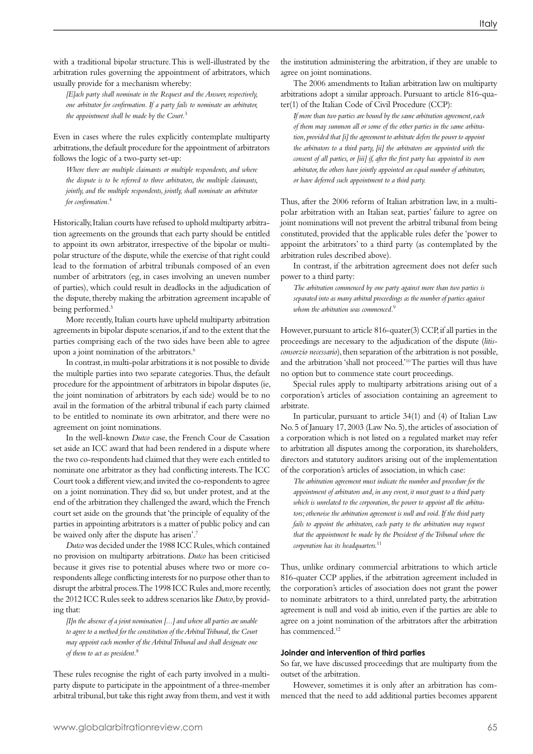with a traditional bipolar structure. This is well-illustrated by the arbitration rules governing the appointment of arbitrators, which usually provide for a mechanism whereby:

> *[E]ach party shall nominate in the Request and the Answer, respectively, one arbitrator for confirmation. If a party fails to nominate an arbitrator, the appointment shall be made by the Court.*[3]

Even in cases where the rules explicitly contemplate multiparty arbitrations, the default procedure for the appointment of arbitrators follows the logic of a two-party set-up:

> *Where there are multiple claimants or multiple respondents, and where the dispute is to be referred to three arbitrators, the multiple claimants, jointly, and the multiple respondents, jointly, shall nominate an arbitrator for confirmation.*[4]

Historically, Italian courts have refused to uphold multiparty arbitration agreements on the grounds that each party should be entitled to appoint its own arbitrator, irrespective of the bipolar or multipolar structure of the dispute, while the exercise of that right could lead to the formation of arbitral tribunals composed of an even number of arbitrators (eg, in cases involving an uneven number of parties), which could result in deadlocks in the adjudication of the dispute, thereby making the arbitration agreement incapable of being performed.[5]

More recently, Italian courts have upheld multiparty arbitration agreements in bipolar dispute scenarios, if and to the extent that the parties comprising each of the two sides have been able to agree upon a joint nomination of the arbitrators.[6]

In contrast, in multi-polar arbitrations it is not possible to divide the multiple parties into two separate categories. Thus, the default procedure for the appointment of arbitrators in bipolar disputes (ie, the joint nomination of arbitrators by each side) would be to no avail in the formation of the arbitral tribunal if each party claimed to be entitled to nominate its own arbitrator, and there were no agreement on joint nominations.

In the well-known *Dutco* case, the French Cour de Cassation set aside an ICC award that had been rendered in a dispute where the two co-respondents had claimed that they were each entitled to nominate one arbitrator as they had conflicting interests. The ICC Court took a different view, and invited the co-respondents to agree on a joint nomination. They did so, but under protest, and at the end of the arbitration they challenged the award, which the French court set aside on the grounds that 'the principle of equality of the parties in appointing arbitrators is a matter of public policy and can be waived only after the dispute has arisen'.[7]

*Dutco* was decided under the 1988 ICC Rules, which contained no provision on multiparty arbitrations. *Dutco* has been criticised because it gives rise to potential abuses where two or more co-respondents allege conflicting interests for no purpose other than to disrupt the arbitral process. The 1998 ICC Rules and, more recently, the 2012 ICC Rules seek to address scenarios like *Dutco*, by providing that:

> *[I]n the absence of a joint nomination [...] and where all parties are unable to agree to a method for the constitution of the Arbitral Tribunal, the Court may appoint each member of the Arbitral Tribunal and shall designate one of them to act as president.*[8]

These rules recognise the right of each party involved in a multiparty dispute to participate in the appointment of a three-member arbitral tribunal, but take this right away from them, and vest it with the institution administering the arbitration, if they are unable to agree on joint nominations.

The 2006 amendments to Italian arbitration law on multiparty arbitrations adopt a similar approach. Pursuant to article 816-quater(1) of the Italian Code of Civil Procedure (CCP):

> *If more than two parties are bound by the same arbitration agreement, each of them may summon all or some of the other parties in the same arbitration, provided that [i] the agreement to arbitrate defers the power to appoint the arbitrators to a third party, [ii] the arbitrators are appointed with the consent of all parties, or [iii] if, after the first party has appointed its own arbitrator, the others have jointly appointed an equal number of arbitrators, or have deferred such appointment to a third party.*

Thus, after the 2006 reform of Italian arbitration law, in a multipolar arbitration with an Italian seat, parties' failure to agree on joint nominations will not prevent the arbitral tribunal from being constituted, provided that the applicable rules defer the 'power to appoint the arbitrators' to a third party (as contemplated by the arbitration rules described above).

In contrast, if the arbitration agreement does not defer such power to a third party:

> *The arbitration commenced by one party against more than two parties is separated into as many arbitral proceedings as the number of parties against whom the arbitration was commenced.*[9]

However, pursuant to article 816-quater(3) CCP, if all parties in the proceedings are necessary to the adjudication of the dispute (*litisconsorzio necessario*), then separation of the arbitration is not possible, and the arbitration 'shall not proceed.'[10] The parties will thus have no option but to commence state court proceedings.

Special rules apply to multiparty arbitrations arising out of a corporation's articles of association containing an agreement to arbitrate.

In particular, pursuant to article 34(1) and (4) of Italian Law No. 5 of January 17, 2003 (Law No. 5), the articles of association of a corporation which is not listed on a regulated market may refer to arbitration all disputes among the corporation, its shareholders, directors and statutory auditors arising out of the implementation of the corporation's articles of association, in which case:

> *The arbitration agreement must indicate the number and procedure for the appointment of arbitrators and, in any event, it must grant to a third party which is unrelated to the corporation, the power to appoint all the arbitrators; otherwise the arbitration agreement is null and void. If the third party fails to appoint the arbitrators, each party to the arbitration may request that the appointment be made by the President of the Tribunal where the corporation has its headquarters.*[11]

Thus, unlike ordinary commercial arbitrations to which article 816-quater CCP applies, if the arbitration agreement included in the corporation's articles of association does not grant the power to nominate arbitrators to a third, unrelated party, the arbitration agreement is null and void ab initio, even if the parties are able to agree on a joint nomination of the arbitrators after the arbitration has commenced.[12]

### Joinder and intervention of third parties

So far, we have discussed proceedings that are multiparty from the outset of the arbitration.

However, sometimes it is only after an arbitration has commenced that the need to add additional parties becomes apparent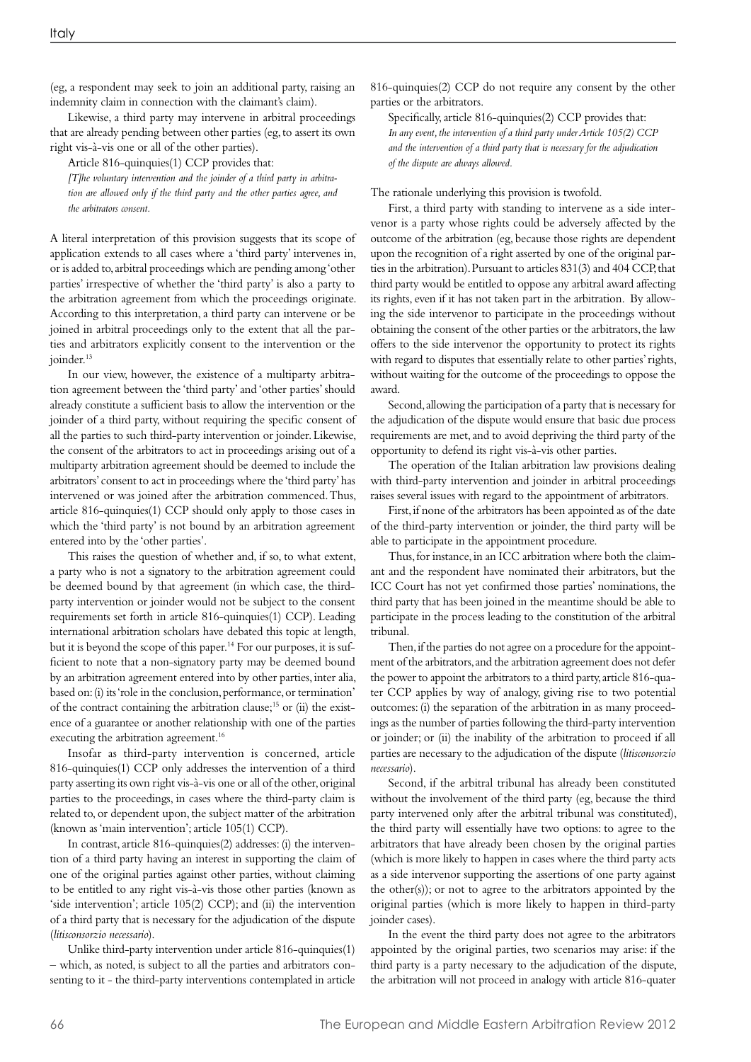(eg, a respondent may seek to join an additional party, raising an indemnity claim in connection with the claimant's claim).

Likewise, a third party may intervene in arbitral proceedings that are already pending between other parties (eg, to assert its own right vis-à-vis one or all of the other parties).

Article 816-quinquies(1) CCP provides that:

*[T]he voluntary intervention and the joinder of a third party in arbitration are allowed only if the third party and the other parties agree, and the arbitrators consent.*

A literal interpretation of this provision suggests that its scope of application extends to all cases where a 'third party' intervenes in, or is added to, arbitral proceedings which are pending among 'other parties' irrespective of whether the 'third party' is also a party to the arbitration agreement from which the proceedings originate. According to this interpretation, a third party can intervene or be joined in arbitral proceedings only to the extent that all the parties and arbitrators explicitly consent to the intervention or the joinder.[13]

In our view, however, the existence of a multiparty arbitration agreement between the 'third party' and 'other parties' should already constitute a sufficient basis to allow the intervention or the joinder of a third party, without requiring the specific consent of all the parties to such third-party intervention or joinder. Likewise, the consent of the arbitrators to act in proceedings arising out of a multiparty arbitration agreement should be deemed to include the arbitrators' consent to act in proceedings where the 'third party' has intervened or was joined after the arbitration commenced. Thus, article 816-quinquies(1) CCP should only apply to those cases in which the 'third party' is not bound by an arbitration agreement entered into by the 'other parties'.

This raises the question of whether and, if so, to what extent, a party who is not a signatory to the arbitration agreement could be deemed bound by that agreement (in which case, the third-party intervention or joinder would not be subject to the consent requirements set forth in article 816-quinquies(1) CCP). Leading international arbitration scholars have debated this topic at length, but it is beyond the scope of this paper.[14] For our purposes, it is sufficient to note that a non-signatory party may be deemed bound by an arbitration agreement entered into by other parties, inter alia, based on: (i) its 'role in the conclusion, performance, or termination' of the contract containing the arbitration clause;[15] or (ii) the existence of a guarantee or another relationship with one of the parties executing the arbitration agreement.[16]

Insofar as third-party intervention is concerned, article 816-quinquies(1) CCP only addresses the intervention of a third party asserting its own right vis-à-vis one or all of the other, original parties to the proceedings, in cases where the third-party claim is related to, or dependent upon, the subject matter of the arbitration (known as 'main intervention'; article 105(1) CCP).

In contrast, article 816-quinquies(2) addresses: (i) the intervention of a third party having an interest in supporting the claim of one of the original parties against other parties, without claiming to be entitled to any right vis-à-vis those other parties (known as 'side intervention'; article 105(2) CCP); and (ii) the intervention of a third party that is necessary for the adjudication of the dispute (*litisconsorzio necessario*).

Unlike third-party intervention under article 816-quinquies(1) – which, as noted, is subject to all the parties and arbitrators consenting to it - the third-party interventions contemplated in article 816-quinquies(2) CCP do not require any consent by the other parties or the arbitrators.

Specifically, article 816-quinquies(2) CCP provides that:

*In any event, the intervention of a third party under Article 105(2) CCP and the intervention of a third party that is necessary for the adjudication of the dispute are always allowed.*

The rationale underlying this provision is twofold.

First, a third party with standing to intervene as a side intervenor is a party whose rights could be adversely affected by the outcome of the arbitration (eg, because those rights are dependent upon the recognition of a right asserted by one of the original parties in the arbitration). Pursuant to articles 831(3) and 404 CCP, that third party would be entitled to oppose any arbitral award affecting its rights, even if it has not taken part in the arbitration. By allowing the side intervenor to participate in the proceedings without obtaining the consent of the other parties or the arbitrators, the law offers to the side intervenor the opportunity to protect its rights with regard to disputes that essentially relate to other parties' rights, without waiting for the outcome of the proceedings to oppose the award.

Second, allowing the participation of a party that is necessary for the adjudication of the dispute would ensure that basic due process requirements are met, and to avoid depriving the third party of the opportunity to defend its right vis-à-vis other parties.

The operation of the Italian arbitration law provisions dealing with third-party intervention and joinder in arbitral proceedings raises several issues with regard to the appointment of arbitrators.

First, if none of the arbitrators has been appointed as of the date of the third-party intervention or joinder, the third party will be able to participate in the appointment procedure.

Thus, for instance, in an ICC arbitration where both the claimant and the respondent have nominated their arbitrators, but the ICC Court has not yet confirmed those parties' nominations, the third party that has been joined in the meantime should be able to participate in the process leading to the constitution of the arbitral tribunal.

Then, if the parties do not agree on a procedure for the appointment of the arbitrators, and the arbitration agreement does not defer the power to appoint the arbitrators to a third party, article 816-quater CCP applies by way of analogy, giving rise to two potential outcomes: (i) the separation of the arbitration in as many proceedings as the number of parties following the third-party intervention or joinder; or (ii) the inability of the arbitration to proceed if all parties are necessary to the adjudication of the dispute (*litisconsorzio necessario*).

Second, if the arbitral tribunal has already been constituted without the involvement of the third party (eg, because the third party intervened only after the arbitral tribunal was constituted), the third party will essentially have two options: to agree to the arbitrators that have already been chosen by the original parties (which is more likely to happen in cases where the third party acts as a side intervenor supporting the assertions of one party against the other(s)); or not to agree to the arbitrators appointed by the original parties (which is more likely to happen in third-party joinder cases).

In the event the third party does not agree to the arbitrators appointed by the original parties, two scenarios may arise: if the third party is a party necessary to the adjudication of the dispute, the arbitration will not proceed in analogy with article 816-quater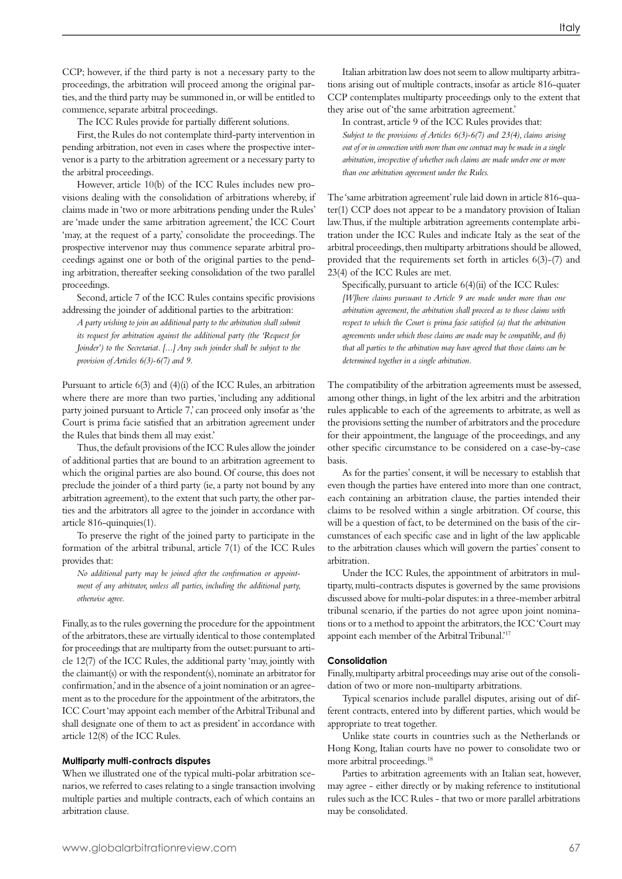CCP; however, if the third party is not a necessary party to the proceedings, the arbitration will proceed among the original parties, and the third party may be summoned in, or will be entitled to commence, separate arbitral proceedings.

The ICC Rules provide for partially different solutions.

First, the Rules do not contemplate third-party intervention in pending arbitration, not even in cases where the prospective intervenor is a party to the arbitration agreement or a necessary party to the arbitral proceedings.

However, article 10(b) of the ICC Rules includes new provisions dealing with the consolidation of arbitrations whereby, if claims made in 'two or more arbitrations pending under the Rules' are 'made under the same arbitration agreement,' the ICC Court 'may, at the request of a party,' consolidate the proceedings. The prospective intervenor may thus commence separate arbitral proceedings against one or both of the original parties to the pending arbitration, thereafter seeking consolidation of the two parallel proceedings.

Second, article 7 of the ICC Rules contains specific provisions addressing the joinder of additional parties to the arbitration:

*A party wishing to join an additional party to the arbitration shall submit its request for arbitration against the additional party (the 'Request for Joinder') to the Secretariat. [...] Any such joinder shall be subject to the provision of Articles 6(3)-6(7) and 9.*

Pursuant to article 6(3) and (4)(i) of the ICC Rules, an arbitration where there are more than two parties, 'including any additional party joined pursuant to Article 7,' can proceed only insofar as 'the Court is prima facie satisfied that an arbitration agreement under the Rules that binds them all may exist.'

Thus, the default provisions of the ICC Rules allow the joinder of additional parties that are bound to an arbitration agreement to which the original parties are also bound. Of course, this does not preclude the joinder of a third party (ie, a party not bound by any arbitration agreement), to the extent that such party, the other parties and the arbitrators all agree to the joinder in accordance with article 816-quinquies(1).

To preserve the right of the joined party to participate in the formation of the arbitral tribunal, article 7(1) of the ICC Rules provides that:

*No additional party may be joined after the confirmation or appointment of any arbitrator, unless all parties, including the additional party, otherwise agree.*

Finally, as to the rules governing the procedure for the appointment of the arbitrators, these are virtually identical to those contemplated for proceedings that are multiparty from the outset: pursuant to article 12(7) of the ICC Rules, the additional party 'may, jointly with the claimant(s) or with the respondent(s), nominate an arbitrator for confirmation,' and in the absence of a joint nomination or an agreement as to the procedure for the appointment of the arbitrators, the ICC Court 'may appoint each member of the Arbitral Tribunal and shall designate one of them to act as president' in accordance with article 12(8) of the ICC Rules.

#### Multiparty multi-contracts disputes

When we illustrated one of the typical multi-polar arbitration scenarios, we referred to cases relating to a single transaction involving multiple parties and multiple contracts, each of which contains an arbitration clause.

Italian arbitration law does not seem to allow multiparty arbitrations arising out of multiple contracts, insofar as article 816-quater CCP contemplates multiparty proceedings only to the extent that they arise out of 'the same arbitration agreement.'

In contrast, article 9 of the ICC Rules provides that:

*Subject to the provisions of Articles 6(3)-6(7) and 23(4), claims arising out of or in connection with more than one contract may be made in a single arbitration, irrespective of whether such claims are made under one or more than one arbitration agreement under the Rules.*

The 'same arbitration agreement' rule laid down in article 816-quater(1) CCP does not appear to be a mandatory provision of Italian law. Thus, if the multiple arbitration agreements contemplate arbitration under the ICC Rules and indicate Italy as the seat of the arbitral proceedings, then multiparty arbitrations should be allowed, provided that the requirements set forth in articles 6(3)-(7) and 23(4) of the ICC Rules are met.

Specifically, pursuant to article 6(4)(ii) of the ICC Rules:

*[W]here claims pursuant to Article 9 are made under more than one arbitration agreement, the arbitration shall proceed as to those claims with respect to which the Court is prima facie satisfied (a) that the arbitration agreements under which those claims are made may be compatible, and (b) that all parties to the arbitration may have agreed that those claims can be determined together in a single arbitration.*

The compatibility of the arbitration agreements must be assessed, among other things, in light of the lex arbitri and the arbitration rules applicable to each of the agreements to arbitrate, as well as the provisions setting the number of arbitrators and the procedure for their appointment, the language of the proceedings, and any other specific circumstance to be considered on a case-by-case basis.

As for the parties' consent, it will be necessary to establish that even though the parties have entered into more than one contract, each containing an arbitration clause, the parties intended their claims to be resolved within a single arbitration. Of course, this will be a question of fact, to be determined on the basis of the circumstances of each specific case and in light of the law applicable to the arbitration clauses which will govern the parties' consent to arbitration.

Under the ICC Rules, the appointment of arbitrators in multiparty, multi-contracts disputes is governed by the same provisions discussed above for multi-polar disputes: in a three-member arbitral tribunal scenario, if the parties do not agree upon joint nominations or to a method to appoint the arbitrators, the ICC 'Court may appoint each member of the Arbitral Tribunal.'[17]

#### Consolidation

Finally, multiparty arbitral proceedings may arise out of the consolidation of two or more non-multiparty arbitrations.

Typical scenarios include parallel disputes, arising out of different contracts, entered into by different parties, which would be appropriate to treat together.

Unlike state courts in countries such as the Netherlands or Hong Kong, Italian courts have no power to consolidate two or more arbitral proceedings.[18]

Parties to arbitration agreements with an Italian seat, however, may agree - either directly or by making reference to institutional rules such as the ICC Rules - that two or more parallel arbitrations may be consolidated.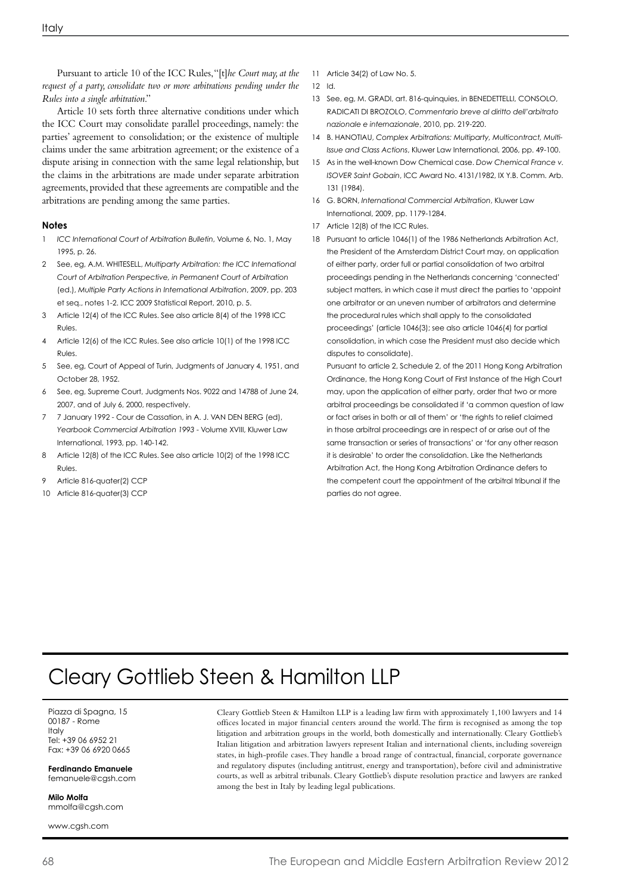Pursuant to article 10 of the ICC Rules, "[t]*he Court may, at the request of a party, consolidate two or more arbitrations pending under the Rules into a single arbitration*."

Article 10 sets forth three alternative conditions under which the ICC Court may consolidate parallel proceedings, namely: the parties' agreement to consolidation; or the existence of multiple claims under the same arbitration agreement; or the existence of a dispute arising in connection with the same legal relationship, but the claims in the arbitrations are made under separate arbitration agreements, provided that these agreements are compatible and the arbitrations are pending among the same parties.

### Notes

1. *ICC International Court of Arbitration Bulletin*, Volume 6, No. 1, May 1995, p. 26.
2. See, eg, A.M. WHITESELL, *Multiparty Arbitration: the ICC International Court of Arbitration Perspective, in Permanent Court of Arbitration* (ed.), *Multiple Party Actions in International Arbitration*, 2009, pp. 203 et seq., notes 1-2. ICC 2009 Statistical Report, 2010, p. 5.
3. Article 12(4) of the ICC Rules. See also article 8(4) of the 1998 ICC Rules.
4. Article 12(6) of the ICC Rules. See also article 10(1) of the 1998 ICC Rules.
5. See, eg, Court of Appeal of Turin, Judgments of January 4, 1951, and October 28, 1952.
6. See, eg, Supreme Court, Judgments Nos. 9022 and 14788 of June 24, 2007, and of July 6, 2000, respectively.
7. 7 January 1992 - Cour de Cassation, in A. J. VAN DEN BERG (ed), *Yearbook Commercial Arbitration 1993* - Volume XVIII, Kluwer Law International, 1993, pp. 140-142.
8. Article 12(8) of the ICC Rules. See also article 10(2) of the 1998 ICC Rules.
9. Article 816-quater(2) CCP
10. Article 816-quater(3) CCP
11. Article 34(2) of Law No. 5.
12. Id.
13. See, eg, M. GRADI, art. 816-quinquies, in BENEDETTELLI, CONSOLO, RADICATI DI BROZOLO, *Commentario breve al diritto dell'arbitrato nazionale e internazionale*, 2010, pp. 219-220.
14. B. HANOTIAU, *Complex Arbitrations: Multiparty, Multicontract, Multi-Issue and Class Actions*, Kluwer Law International, 2006, pp. 49-100.
15. As in the well-known Dow Chemical case. *Dow Chemical France v. ISOVER Saint Gobain*, ICC Award No. 4131/1982, IX Y.B. Comm. Arb. 131 (1984).
16. G. BORN, *International Commercial Arbitration*, Kluwer Law International, 2009, pp. 1179-1284.
17. Article 12(8) of the ICC Rules.
18. Pursuant to article 1046(1) of the 1986 Netherlands Arbitration Act, the President of the Amsterdam District Court may, on application of either party, order full or partial consolidation of two arbitral proceedings pending in the Netherlands concerning 'connected' subject matters, in which case it must direct the parties to 'appoint one arbitrator or an uneven number of arbitrators and determine the procedural rules which shall apply to the consolidated proceedings' (article 1046(3); see also article 1046(4) for partial consolidation, in which case the President must also decide which disputes to consolidate).

    Pursuant to article 2, Schedule 2, of the 2011 Hong Kong Arbitration Ordinance, the Hong Kong Court of First Instance of the High Court may, upon the application of either party, order that two or more arbitral proceedings be consolidated if 'a common question of law or fact arises in both or all of them' or 'the rights to relief claimed in those arbitral proceedings are in respect of or arise out of the same transaction or series of transactions' or 'for any other reason it is desirable' to order the consolidation. Like the Netherlands Arbitration Act, the Hong Kong Arbitration Ordinance defers to the competent court the appointment of the arbitral tribunal if the parties do not agree.

# Cleary Gottlieb Steen & Hamilton LLP

Piazza di Spagna, 15
00187 - Rome
Italy
Tel: +39 06 6952 21
Fax: +39 06 6920 0665

**Ferdinando Emanuele**
femanuele@cgsh.com

**Milo Molfa**
mmolfa@cgsh.com

www.cgsh.com

Cleary Gottlieb Steen & Hamilton LLP is a leading law firm with approximately 1,100 lawyers and 14 offices located in major financial centers around the world. The firm is recognised as among the top litigation and arbitration groups in the world, both domestically and internationally. Cleary Gottlieb's Italian litigation and arbitration lawyers represent Italian and international clients, including sovereign states, in high-profile cases. They handle a broad range of contractual, financial, corporate governance and regulatory disputes (including antitrust, energy and transportation), before civil and administrative courts, as well as arbitral tribunals. Cleary Gottlieb's dispute resolution practice and lawyers are ranked among the best in Italy by leading legal publications.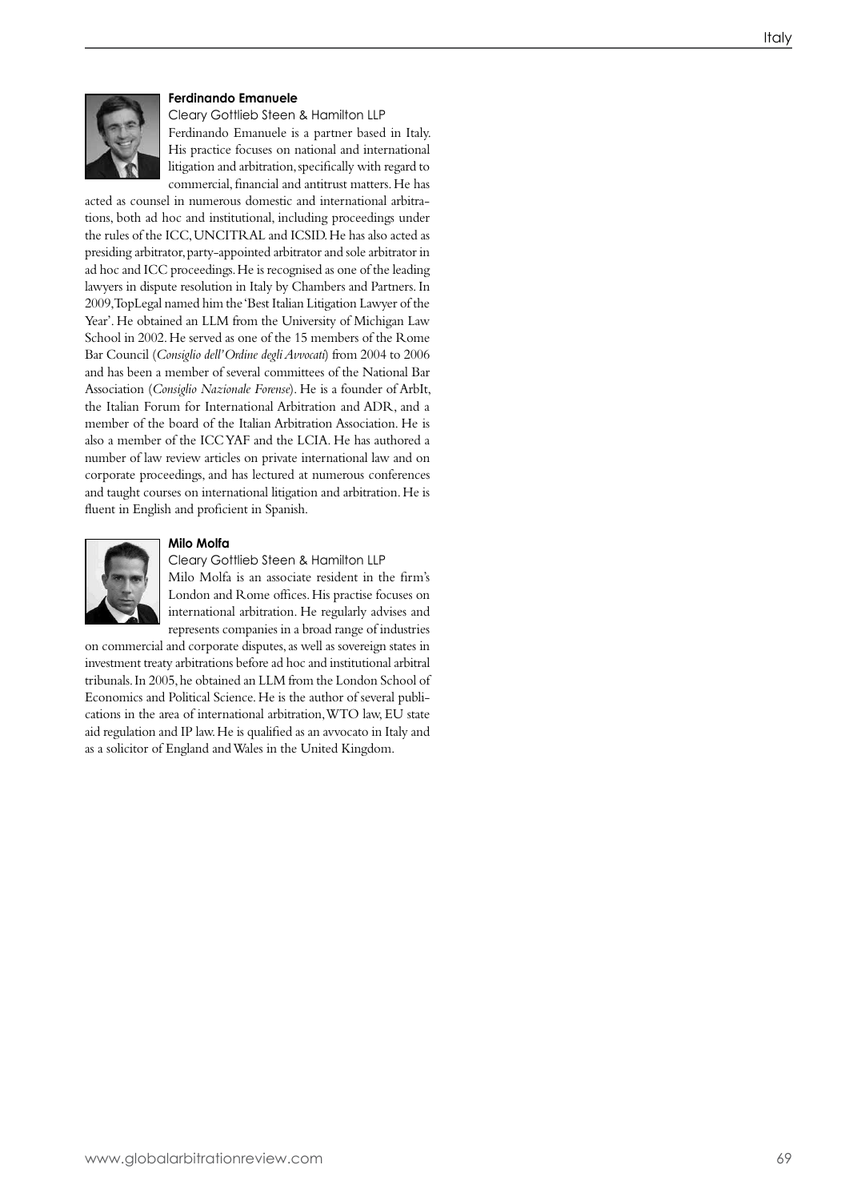### Ferdinando Emanuele

Cleary Gottlieb Steen & Hamilton LLP

Ferdinando Emanuele is a partner based in Italy. His practice focuses on national and international litigation and arbitration, specifically with regard to commercial, financial and antitrust matters. He has acted as counsel in numerous domestic and international arbitrations, both ad hoc and institutional, including proceedings under the rules of the ICC, UNCITRAL and ICSID. He has also acted as presiding arbitrator, party-appointed arbitrator and sole arbitrator in ad hoc and ICC proceedings. He is recognised as one of the leading lawyers in dispute resolution in Italy by Chambers and Partners. In 2009, TopLegal named him the 'Best Italian Litigation Lawyer of the Year'. He obtained an LLM from the University of Michigan Law School in 2002. He served as one of the 15 members of the Rome Bar Council (*Consiglio dell'Ordine degli Avvocati*) from 2004 to 2006 and has been a member of several committees of the National Bar Association (*Consiglio Nazionale Forense*). He is a founder of ArbIt, the Italian Forum for International Arbitration and ADR, and a member of the board of the Italian Arbitration Association. He is also a member of the ICC YAF and the LCIA. He has authored a number of law review articles on private international law and on corporate proceedings, and has lectured at numerous conferences and taught courses on international litigation and arbitration. He is fluent in English and proficient in Spanish.

### Milo Molfa

Cleary Gottlieb Steen & Hamilton LLP

Milo Molfa is an associate resident in the firm's London and Rome offices. His practise focuses on international arbitration. He regularly advises and represents companies in a broad range of industries on commercial and corporate disputes, as well as sovereign states in investment treaty arbitrations before ad hoc and institutional arbitral tribunals. In 2005, he obtained an LLM from the London School of Economics and Political Science. He is the author of several publications in the area of international arbitration, WTO law, EU state aid regulation and IP law. He is qualified as an avvocato in Italy and as a solicitor of England and Wales in the United Kingdom.